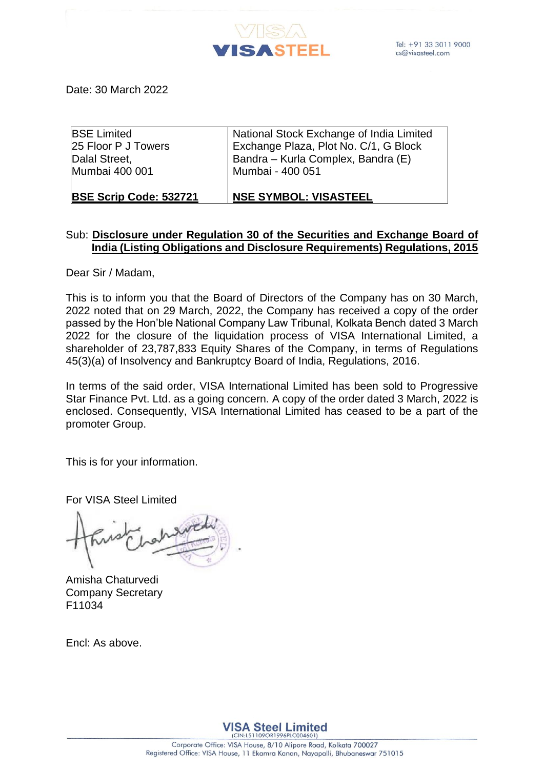VISASTEEL

Tel: +91 33 3011 9000
cs@visasteel.com

Date: 30 March 2022

| BSE Limited<br>25 Floor P J Towers<br>Dalal Street,<br>Mumbai 400 001 | National Stock Exchange of India Limited<br>Exchange Plaza, Plot No. C/1, G Block<br>Bandra – Kurla Complex, Bandra (E)<br>Mumbai - 400 051 |
|---|---|
| **BSE Scrip Code: 532721** | **NSE SYMBOL: VISASTEEL** |

Sub: **Disclosure under Regulation 30 of the Securities and Exchange Board of India (Listing Obligations and Disclosure Requirements) Regulations, 2015**

Dear Sir / Madam,

This is to inform you that the Board of Directors of the Company has on 30 March, 2022 noted that on 29 March, 2022, the Company has received a copy of the order passed by the Hon'ble National Company Law Tribunal, Kolkata Bench dated 3 March 2022 for the closure of the liquidation process of VISA International Limited, a shareholder of 23,787,833 Equity Shares of the Company, in terms of Regulations 45(3)(a) of Insolvency and Bankruptcy Board of India, Regulations, 2016.

In terms of the said order, VISA International Limited has been sold to Progressive Star Finance Pvt. Ltd. as a going concern. A copy of the order dated 3 March, 2022 is enclosed. Consequently, VISA International Limited has ceased to be a part of the promoter Group.

This is for your information.

For VISA Steel Limited

Amisha Chaturvedi
Company Secretary
F11034

Encl: As above.

**VISA Steel Limited**
(CIN:L51109OR1996PLC004601)
Corporate Office: VISA House, 8/10 Alipore Road, Kolkata 700027
Registered Office: VISA House, 11 Ekamra Kanan, Nayapalli, Bhubaneswar 751015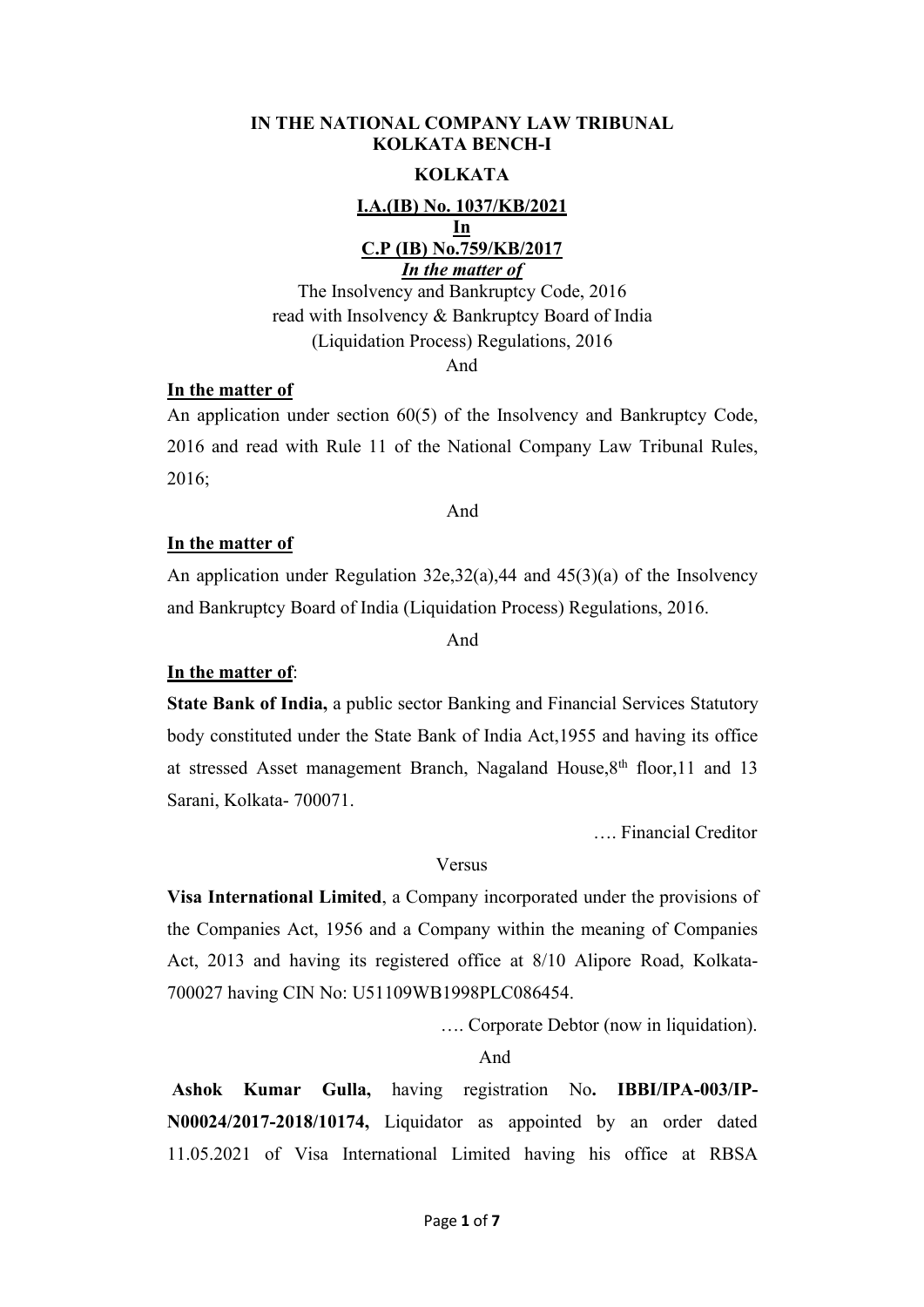**IN THE NATIONAL COMPANY LAW TRIBUNAL**
**KOLKATA BENCH-I**

**KOLKATA**

**I.A.(IB) No. 1037/KB/2021**
**In**
**C.P (IB) No.759/KB/2017**

***In the matter of***

The Insolvency and Bankruptcy Code, 2016
read with Insolvency & Bankruptcy Board of India
(Liquidation Process) Regulations, 2016

And

**In the matter of**

An application under section 60(5) of the Insolvency and Bankruptcy Code, 2016 and read with Rule 11 of the National Company Law Tribunal Rules, 2016;

And

**In the matter of**

An application under Regulation 32e,32(a),44 and 45(3)(a) of the Insolvency and Bankruptcy Board of India (Liquidation Process) Regulations, 2016.

And

**In the matter of**:

**State Bank of India,** a public sector Banking and Financial Services Statutory body constituted under the State Bank of India Act,1955 and having its office at stressed Asset management Branch, Nagaland House,8th floor,11 and 13 Sarani, Kolkata- 700071.

…. Financial Creditor

Versus

**Visa International Limited**, a Company incorporated under the provisions of the Companies Act, 1956 and a Company within the meaning of Companies Act, 2013 and having its registered office at 8/10 Alipore Road, Kolkata-700027 having CIN No: U51109WB1998PLC086454.

…. Corporate Debtor (now in liquidation).

And

**Ashok Kumar Gulla,** having registration No**. IBBI/IPA-003/IP-N00024/2017-2018/10174,** Liquidator as appointed by an order dated 11.05.2021 of Visa International Limited having his office at RBSA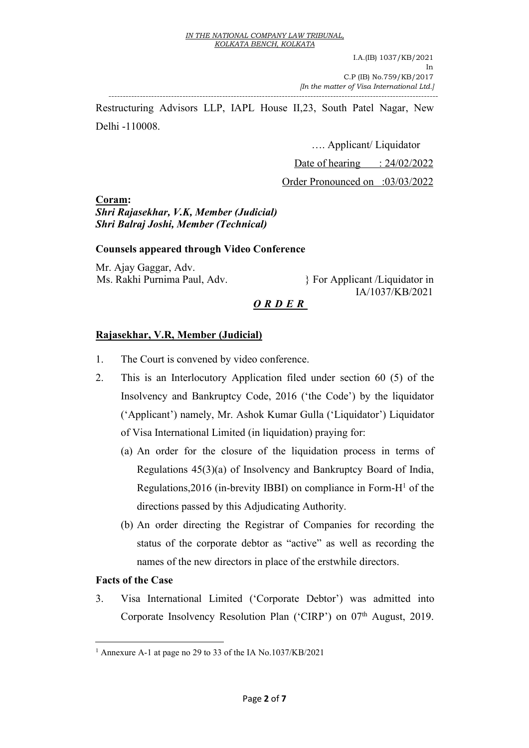Restructuring Advisors LLP, IAPL House II,23, South Patel Nagar, New Delhi -110008.

…. Applicant/ Liquidator

Date of hearing : 24/02/2022

Order Pronounced on :03/03/2022

**Coram:**
***Shri Rajasekhar, V.K, Member (Judicial)***
***Shri Balraj Joshi, Member (Technical)***

**Counsels appeared through Video Conference**

Mr. Ajay Gaggar, Adv.
Ms. Rakhi Purnima Paul, Adv. } For Applicant /Liquidator in IA/1037/KB/2021

***O R D E R***

**Rajasekhar, V.R, Member (Judicial)**

1. The Court is convened by video conference.
2. This is an Interlocutory Application filed under section 60 (5) of the Insolvency and Bankruptcy Code, 2016 ('the Code') by the liquidator ('Applicant') namely, Mr. Ashok Kumar Gulla ('Liquidator') Liquidator of Visa International Limited (in liquidation) praying for:
   (a) An order for the closure of the liquidation process in terms of Regulations 45(3)(a) of Insolvency and Bankruptcy Board of India, Regulations,2016 (in-brevity IBBI) on compliance in Form-H[1] of the directions passed by this Adjudicating Authority.
   (b) An order directing the Registrar of Companies for recording the status of the corporate debtor as "active" as well as recording the names of the new directors in place of the erstwhile directors.

**Facts of the Case**

3. Visa International Limited ('Corporate Debtor') was admitted into Corporate Insolvency Resolution Plan ('CIRP') on 07th August, 2019.

[1] Annexure A-1 at page no 29 to 33 of the IA No.1037/KB/2021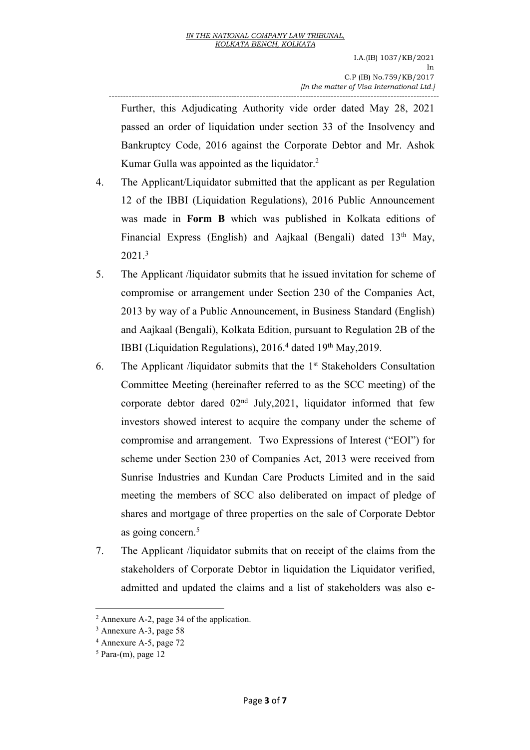Further, this Adjudicating Authority vide order dated May 28, 2021 passed an order of liquidation under section 33 of the Insolvency and Bankruptcy Code, 2016 against the Corporate Debtor and Mr. Ashok Kumar Gulla was appointed as the liquidator.[2]

4. The Applicant/Liquidator submitted that the applicant as per Regulation 12 of the IBBI (Liquidation Regulations), 2016 Public Announcement was made in **Form B** which was published in Kolkata editions of Financial Express (English) and Aajkaal (Bengali) dated 13th May, 2021.[3]

5. The Applicant /liquidator submits that he issued invitation for scheme of compromise or arrangement under Section 230 of the Companies Act, 2013 by way of a Public Announcement, in Business Standard (English) and Aajkaal (Bengali), Kolkata Edition, pursuant to Regulation 2B of the IBBI (Liquidation Regulations), 2016.[4] dated 19th May,2019.

6. The Applicant /liquidator submits that the 1st Stakeholders Consultation Committee Meeting (hereinafter referred to as the SCC meeting) of the corporate debtor dared 02nd July,2021, liquidator informed that few investors showed interest to acquire the company under the scheme of compromise and arrangement. Two Expressions of Interest ("EOI") for scheme under Section 230 of Companies Act, 2013 were received from Sunrise Industries and Kundan Care Products Limited and in the said meeting the members of SCC also deliberated on impact of pledge of shares and mortgage of three properties on the sale of Corporate Debtor as going concern.[5]

7. The Applicant /liquidator submits that on receipt of the claims from the stakeholders of Corporate Debtor in liquidation the Liquidator verified, admitted and updated the claims and a list of stakeholders was also e-

---

[2] Annexure A-2, page 34 of the application.

[3] Annexure A-3, page 58

[4] Annexure A-5, page 72

[5] Para-(m), page 12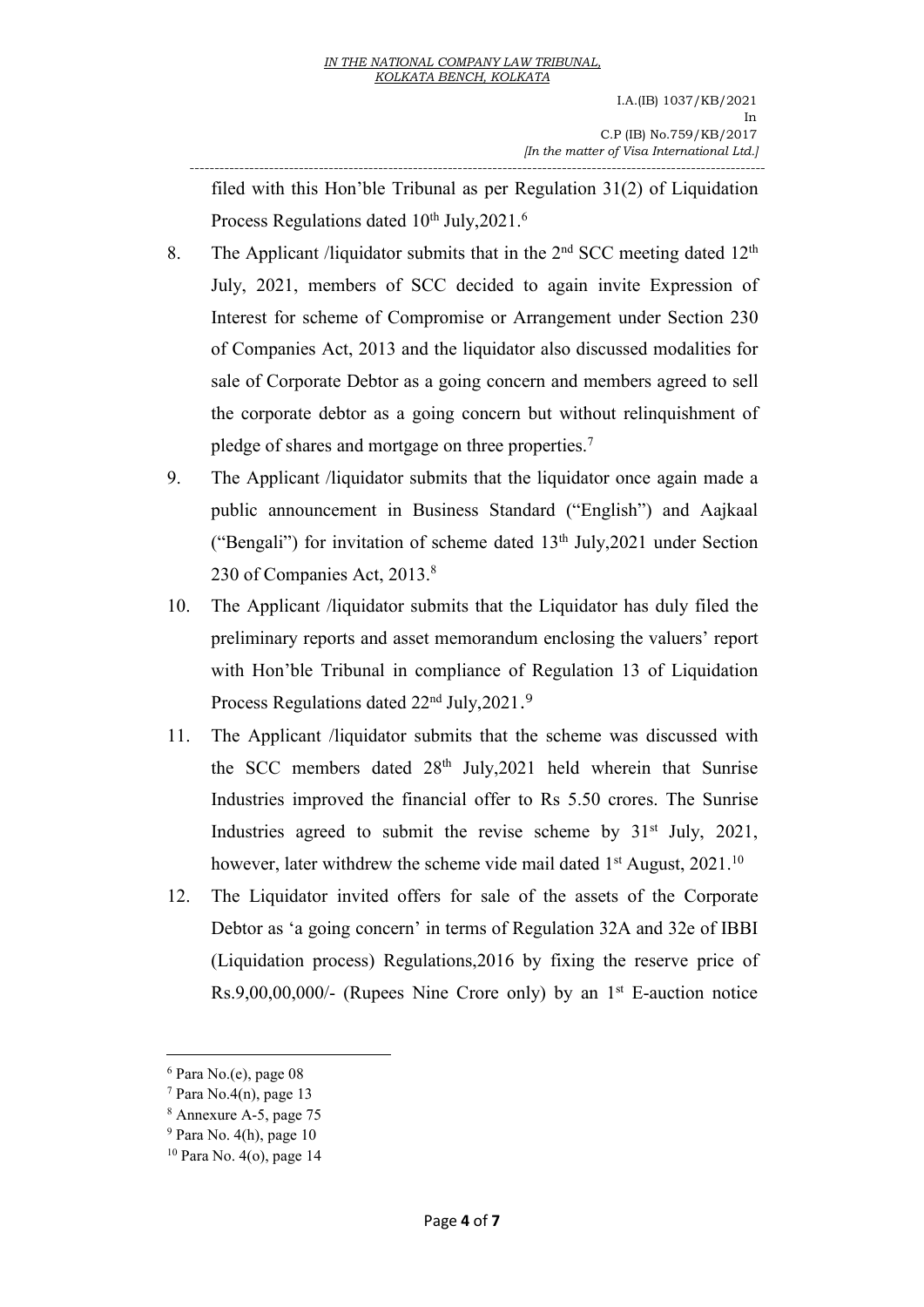filed with this Hon'ble Tribunal as per Regulation 31(2) of Liquidation Process Regulations dated 10th July,2021.[6]

8. The Applicant /liquidator submits that in the 2nd SCC meeting dated 12th July, 2021, members of SCC decided to again invite Expression of Interest for scheme of Compromise or Arrangement under Section 230 of Companies Act, 2013 and the liquidator also discussed modalities for sale of Corporate Debtor as a going concern and members agreed to sell the corporate debtor as a going concern but without relinquishment of pledge of shares and mortgage on three properties.[7]

9. The Applicant /liquidator submits that the liquidator once again made a public announcement in Business Standard ("English") and Aajkaal ("Bengali") for invitation of scheme dated 13th July,2021 under Section 230 of Companies Act, 2013.[8]

10. The Applicant /liquidator submits that the Liquidator has duly filed the preliminary reports and asset memorandum enclosing the valuers' report with Hon'ble Tribunal in compliance of Regulation 13 of Liquidation Process Regulations dated 22nd July,2021.[9]

11. The Applicant /liquidator submits that the scheme was discussed with the SCC members dated 28th July,2021 held wherein that Sunrise Industries improved the financial offer to Rs 5.50 crores. The Sunrise Industries agreed to submit the revise scheme by 31st July, 2021, however, later withdrew the scheme vide mail dated 1st August, 2021.[10]

12. The Liquidator invited offers for sale of the assets of the Corporate Debtor as 'a going concern' in terms of Regulation 32A and 32e of IBBI (Liquidation process) Regulations,2016 by fixing the reserve price of Rs.9,00,00,000/- (Rupees Nine Crore only) by an 1st E-auction notice

---

[6] Para No.(e), page 08

[7] Para No.4(n), page 13

[8] Annexure A-5, page 75

[9] Para No. 4(h), page 10

[10] Para No. 4(o), page 14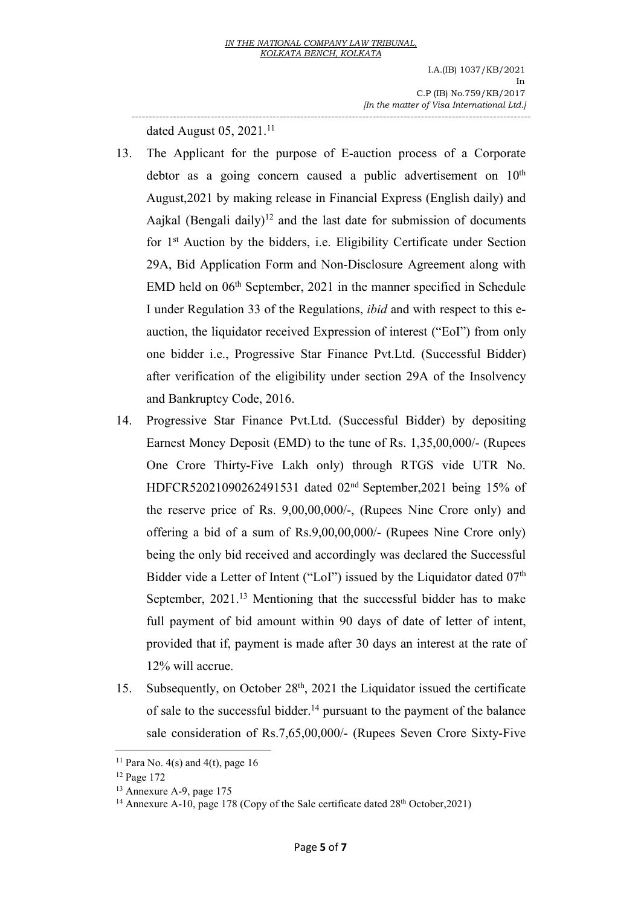dated August 05, 2021.[11]

13. The Applicant for the purpose of E-auction process of a Corporate debtor as a going concern caused a public advertisement on 10th August,2021 by making release in Financial Express (English daily) and Aajkal (Bengali daily)[12] and the last date for submission of documents for 1st Auction by the bidders, i.e. Eligibility Certificate under Section 29A, Bid Application Form and Non-Disclosure Agreement along with EMD held on 06th September, 2021 in the manner specified in Schedule I under Regulation 33 of the Regulations, *ibid* and with respect to this e-auction, the liquidator received Expression of interest ("EoI") from only one bidder i.e., Progressive Star Finance Pvt.Ltd. (Successful Bidder) after verification of the eligibility under section 29A of the Insolvency and Bankruptcy Code, 2016.

14. Progressive Star Finance Pvt.Ltd. (Successful Bidder) by depositing Earnest Money Deposit (EMD) to the tune of Rs. 1,35,00,000/- (Rupees One Crore Thirty-Five Lakh only) through RTGS vide UTR No. HDFCR52021090262491531 dated 02nd September,2021 being 15% of the reserve price of Rs. 9,00,00,000/-, (Rupees Nine Crore only) and offering a bid of a sum of Rs.9,00,00,000/- (Rupees Nine Crore only) being the only bid received and accordingly was declared the Successful Bidder vide a Letter of Intent ("LoI") issued by the Liquidator dated 07th September, 2021.[13] Mentioning that the successful bidder has to make full payment of bid amount within 90 days of date of letter of intent, provided that if, payment is made after 30 days an interest at the rate of 12% will accrue.

15. Subsequently, on October 28th, 2021 the Liquidator issued the certificate of sale to the successful bidder.[14] pursuant to the payment of the balance sale consideration of Rs.7,65,00,000/- (Rupees Seven Crore Sixty-Five

---

[11] Para No. 4(s) and 4(t), page 16

[12] Page 172

[13] Annexure A-9, page 175

[14] Annexure A-10, page 178 (Copy of the Sale certificate dated 28th October,2021)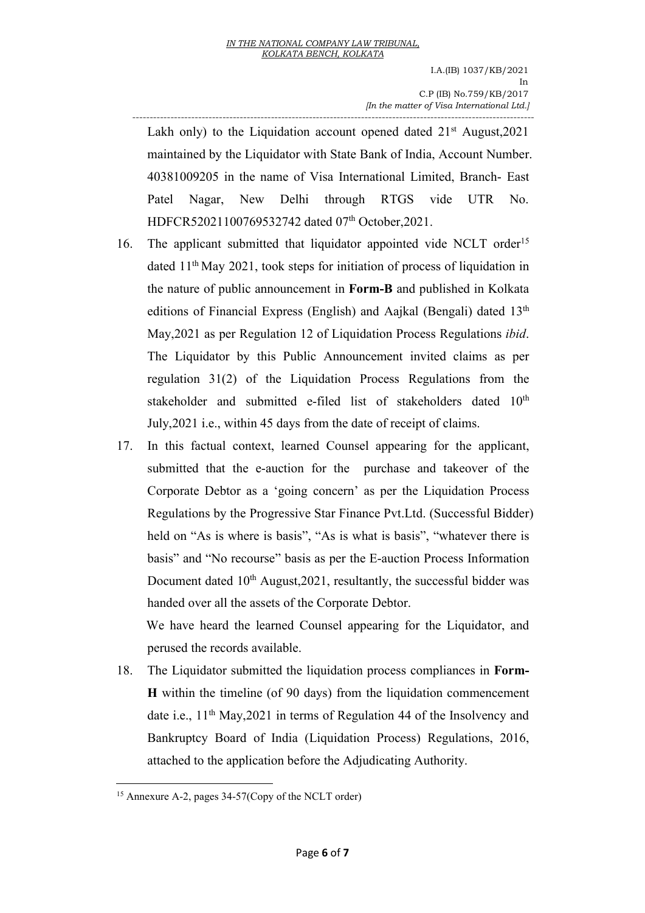Lakh only) to the Liquidation account opened dated 21st August,2021 maintained by the Liquidator with State Bank of India, Account Number. 40381009205 in the name of Visa International Limited, Branch- East Patel Nagar, New Delhi through RTGS vide UTR No. HDFCR52021100769532742 dated 07th October,2021.

16. The applicant submitted that liquidator appointed vide NCLT order[15] dated 11th May 2021, took steps for initiation of process of liquidation in the nature of public announcement in **Form-B** and published in Kolkata editions of Financial Express (English) and Aajkal (Bengali) dated 13th May,2021 as per Regulation 12 of Liquidation Process Regulations *ibid*. The Liquidator by this Public Announcement invited claims as per regulation 31(2) of the Liquidation Process Regulations from the stakeholder and submitted e-filed list of stakeholders dated 10th July,2021 i.e., within 45 days from the date of receipt of claims.

17. In this factual context, learned Counsel appearing for the applicant, submitted that the e-auction for the purchase and takeover of the Corporate Debtor as a 'going concern' as per the Liquidation Process Regulations by the Progressive Star Finance Pvt.Ltd. (Successful Bidder) held on "As is where is basis", "As is what is basis", "whatever there is basis" and "No recourse" basis as per the E-auction Process Information Document dated 10th August,2021, resultantly, the successful bidder was handed over all the assets of the Corporate Debtor.

    We have heard the learned Counsel appearing for the Liquidator, and perused the records available.

18. The Liquidator submitted the liquidation process compliances in **Form-H** within the timeline (of 90 days) from the liquidation commencement date i.e., 11th May,2021 in terms of Regulation 44 of the Insolvency and Bankruptcy Board of India (Liquidation Process) Regulations, 2016, attached to the application before the Adjudicating Authority.

---

[15] Annexure A-2, pages 34-57(Copy of the NCLT order)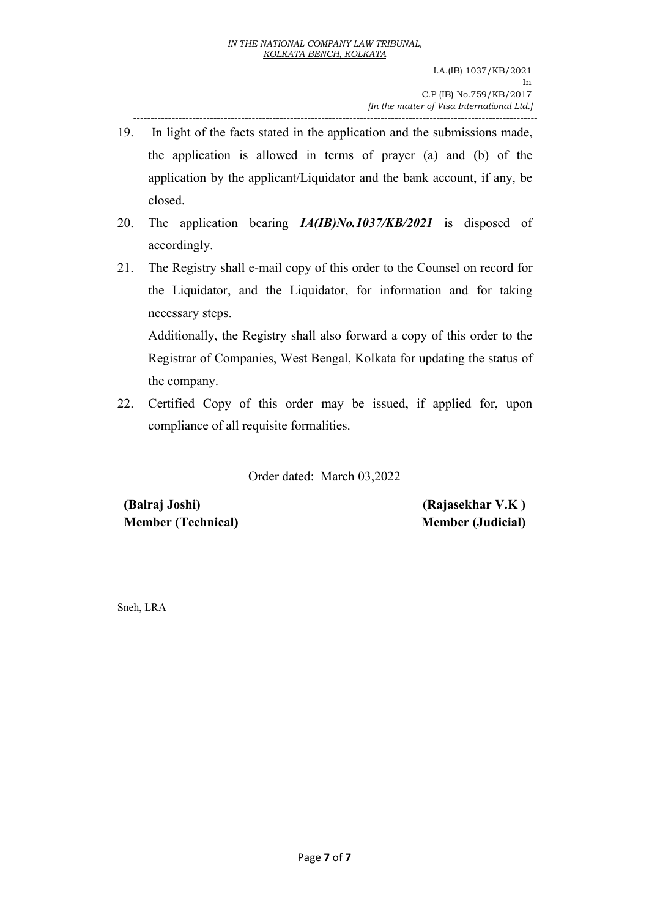19. In light of the facts stated in the application and the submissions made, the application is allowed in terms of prayer (a) and (b) of the application by the applicant/Liquidator and the bank account, if any, be closed.

20. The application bearing ***IA(IB)No.1037/KB/2021*** is disposed of accordingly.

21. The Registry shall e-mail copy of this order to the Counsel on record for the Liquidator, and the Liquidator, for information and for taking necessary steps.

    Additionally, the Registry shall also forward a copy of this order to the Registrar of Companies, West Bengal, Kolkata for updating the status of the company.

22. Certified Copy of this order may be issued, if applied for, upon compliance of all requisite formalities.

Order dated: March 03,2022

**(Balraj Joshi)**
**Member (Technical)**

**(Rajasekhar V.K )**
**Member (Judicial)**

Sneh, LRA